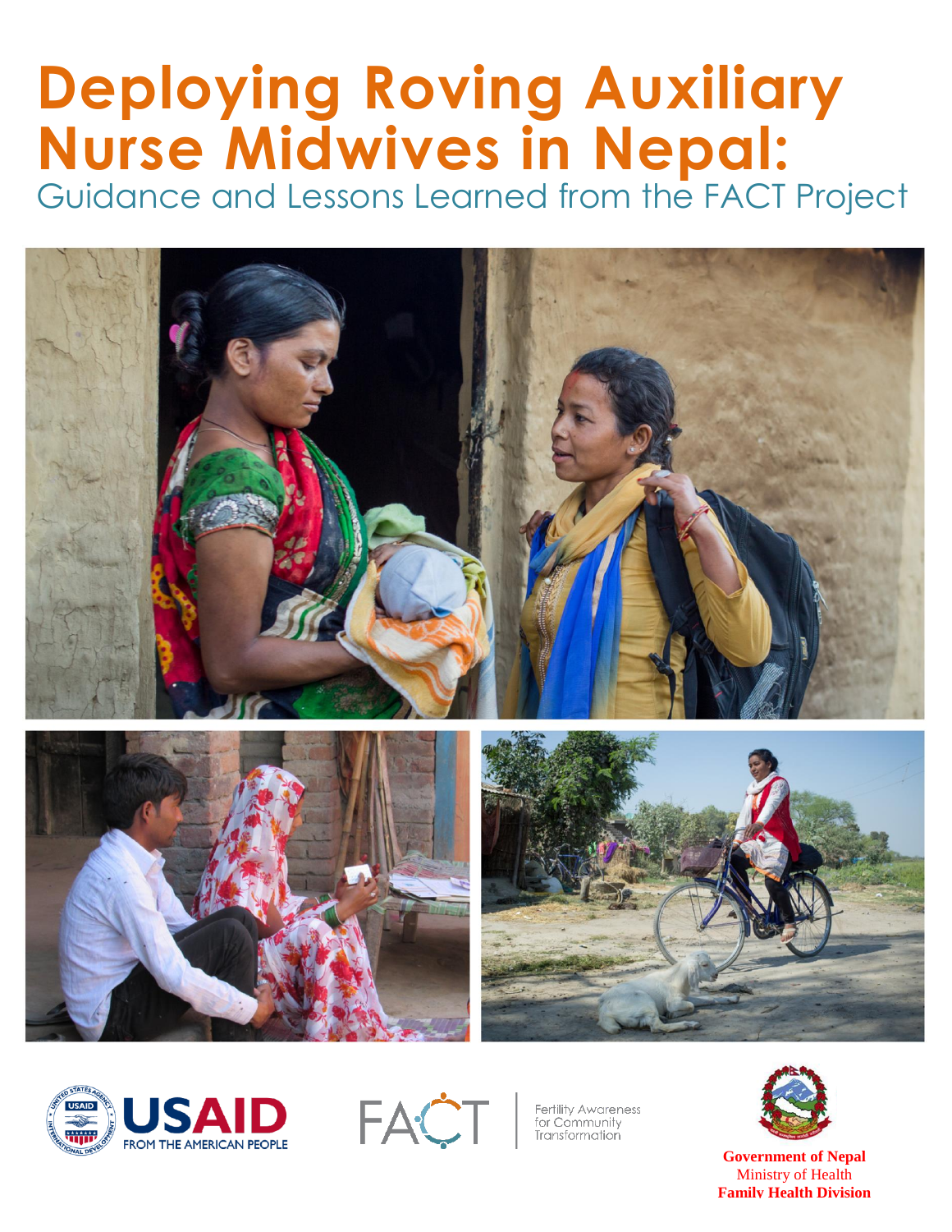# Deploying Roving Auxiliary Nurse Midwives in Nepal:

## Guidance and Lessons Learned from the FACT Project

USAID FROM THE AMERICAN PEOPLE

FACT Fertility Awareness for Community Transformation

**Government of Nepal**
Ministry of Health
**Family Health Division**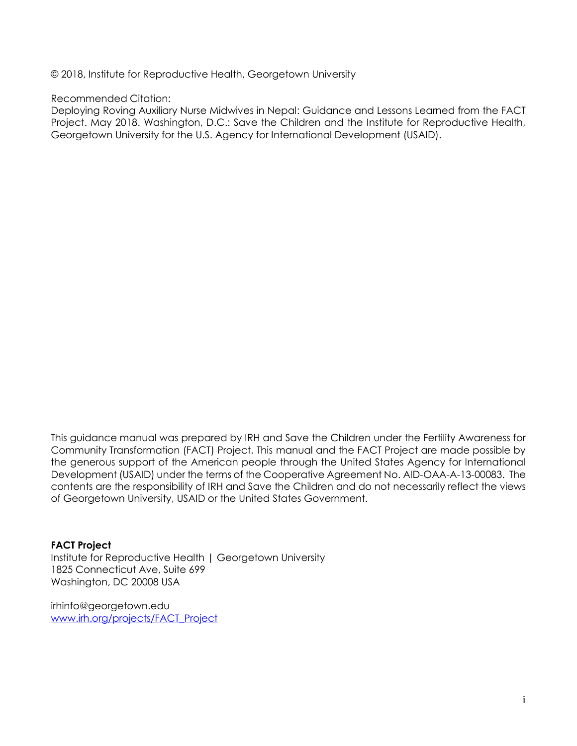© 2018, Institute for Reproductive Health, Georgetown University

Recommended Citation:
Deploying Roving Auxiliary Nurse Midwives in Nepal: Guidance and Lessons Learned from the FACT Project. May 2018. Washington, D.C.: Save the Children and the Institute for Reproductive Health, Georgetown University for the U.S. Agency for International Development (USAID).

This guidance manual was prepared by IRH and Save the Children under the Fertility Awareness for Community Transformation (FACT) Project. This manual and the FACT Project are made possible by the generous support of the American people through the United States Agency for International Development (USAID) under the terms of the Cooperative Agreement No. AID-OAA-A-13-00083. The contents are the responsibility of IRH and Save the Children and do not necessarily reflect the views of Georgetown University, USAID or the United States Government.

**FACT Project**
Institute for Reproductive Health | Georgetown University
1825 Connecticut Ave, Suite 699
Washington, DC 20008 USA

irhinfo@georgetown.edu
[www.irh.org/projects/FACT_Project](www.irh.org/projects/FACT_Project)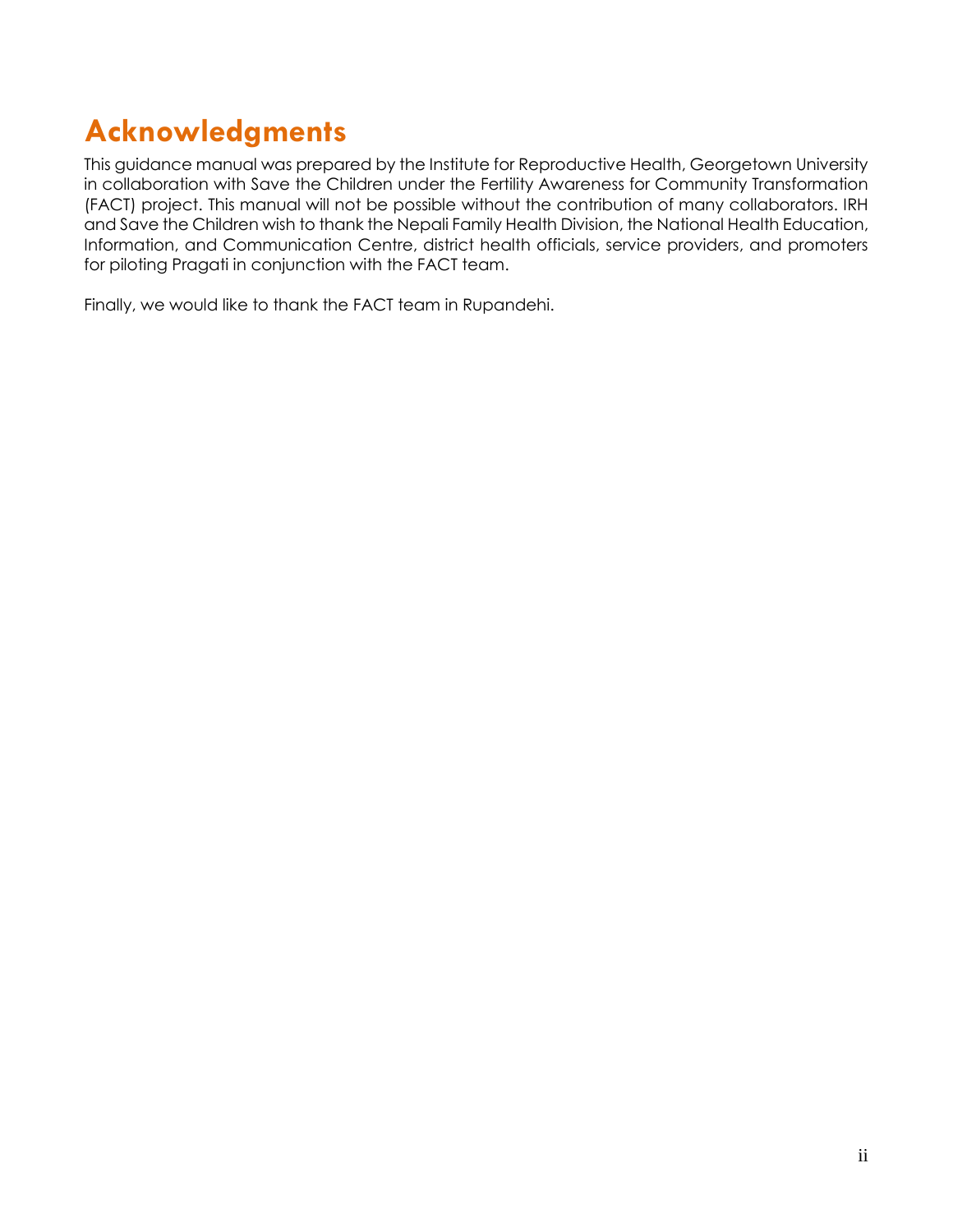# Acknowledgments

This guidance manual was prepared by the Institute for Reproductive Health, Georgetown University in collaboration with Save the Children under the Fertility Awareness for Community Transformation (FACT) project. This manual will not be possible without the contribution of many collaborators. IRH and Save the Children wish to thank the Nepali Family Health Division, the National Health Education, Information, and Communication Centre, district health officials, service providers, and promoters for piloting Pragati in conjunction with the FACT team.

Finally, we would like to thank the FACT team in Rupandehi.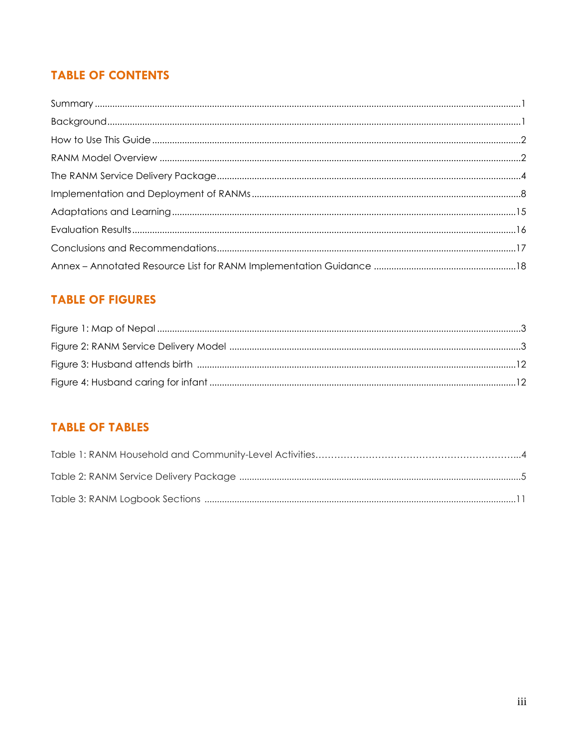## TABLE OF CONTENTS

Summary ..........1

Background ..........1

How to Use This Guide ..........2

RANM Model Overview ..........2

The RANM Service Delivery Package ..........4

Implementation and Deployment of RANMs ..........8

Adaptations and Learning ..........15

Evaluation Results ..........16

Conclusions and Recommendations ..........17

Annex – Annotated Resource List for RANM Implementation Guidance ..........18

## TABLE OF FIGURES

Figure 1: Map of Nepal ..........3

Figure 2: RANM Service Delivery Model ..........3

Figure 3: Husband attends birth ..........12

Figure 4: Husband caring for infant ..........12

## TABLE OF TABLES

Table 1: RANM Household and Community-Level Activities..........4

Table 2: RANM Service Delivery Package ..........5

Table 3: RANM Logbook Sections ..........11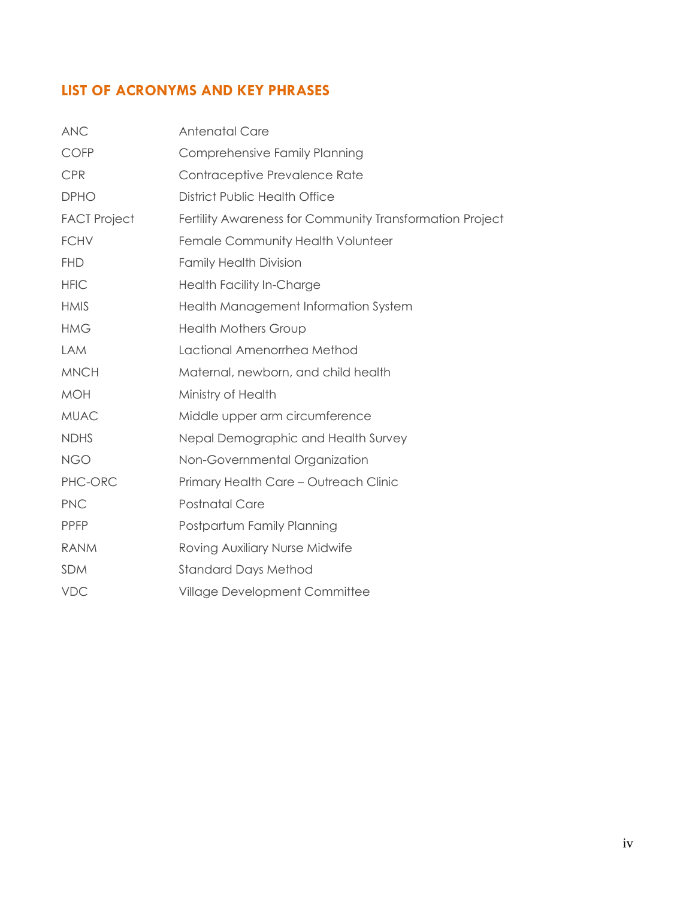## LIST OF ACRONYMS AND KEY PHRASES

| | |
|---|---|
| ANC | Antenatal Care |
| COFP | Comprehensive Family Planning |
| CPR | Contraceptive Prevalence Rate |
| DPHO | District Public Health Office |
| FACT Project | Fertility Awareness for Community Transformation Project |
| FCHV | Female Community Health Volunteer |
| FHD | Family Health Division |
| HFIC | Health Facility In-Charge |
| HMIS | Health Management Information System |
| HMG | Health Mothers Group |
| LAM | Lactional Amenorrhea Method |
| MNCH | Maternal, newborn, and child health |
| MOH | Ministry of Health |
| MUAC | Middle upper arm circumference |
| NDHS | Nepal Demographic and Health Survey |
| NGO | Non-Governmental Organization |
| PHC-ORC | Primary Health Care – Outreach Clinic |
| PNC | Postnatal Care |
| PPFP | Postpartum Family Planning |
| RANM | Roving Auxiliary Nurse Midwife |
| SDM | Standard Days Method |
| VDC | Village Development Committee |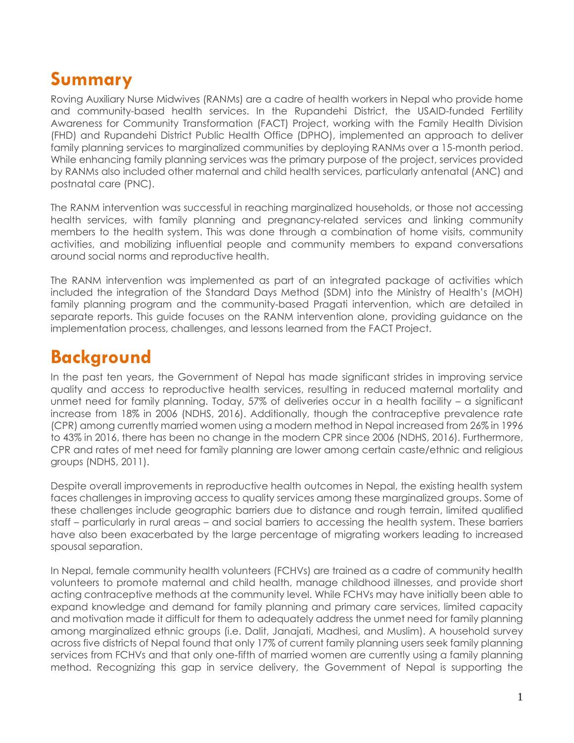# Summary

Roving Auxiliary Nurse Midwives (RANMs) are a cadre of health workers in Nepal who provide home and community-based health services. In the Rupandehi District, the USAID-funded Fertility Awareness for Community Transformation (FACT) Project, working with the Family Health Division (FHD) and Rupandehi District Public Health Office (DPHO), implemented an approach to deliver family planning services to marginalized communities by deploying RANMs over a 15-month period. While enhancing family planning services was the primary purpose of the project, services provided by RANMs also included other maternal and child health services, particularly antenatal (ANC) and postnatal care (PNC).

The RANM intervention was successful in reaching marginalized households, or those not accessing health services, with family planning and pregnancy-related services and linking community members to the health system. This was done through a combination of home visits, community activities, and mobilizing influential people and community members to expand conversations around social norms and reproductive health.

The RANM intervention was implemented as part of an integrated package of activities which included the integration of the Standard Days Method (SDM) into the Ministry of Health's (MOH) family planning program and the community-based Pragati intervention, which are detailed in separate reports. This guide focuses on the RANM intervention alone, providing guidance on the implementation process, challenges, and lessons learned from the FACT Project.

# Background

In the past ten years, the Government of Nepal has made significant strides in improving service quality and access to reproductive health services, resulting in reduced maternal mortality and unmet need for family planning. Today, 57% of deliveries occur in a health facility – a significant increase from 18% in 2006 (NDHS, 2016). Additionally, though the contraceptive prevalence rate (CPR) among currently married women using a modern method in Nepal increased from 26% in 1996 to 43% in 2016, there has been no change in the modern CPR since 2006 (NDHS, 2016). Furthermore, CPR and rates of met need for family planning are lower among certain caste/ethnic and religious groups (NDHS, 2011).

Despite overall improvements in reproductive health outcomes in Nepal, the existing health system faces challenges in improving access to quality services among these marginalized groups. Some of these challenges include geographic barriers due to distance and rough terrain, limited qualified staff – particularly in rural areas – and social barriers to accessing the health system. These barriers have also been exacerbated by the large percentage of migrating workers leading to increased spousal separation.

In Nepal, female community health volunteers (FCHVs) are trained as a cadre of community health volunteers to promote maternal and child health, manage childhood illnesses, and provide short acting contraceptive methods at the community level. While FCHVs may have initially been able to expand knowledge and demand for family planning and primary care services, limited capacity and motivation made it difficult for them to adequately address the unmet need for family planning among marginalized ethnic groups (i.e. Dalit, Janajati, Madhesi, and Muslim). A household survey across five districts of Nepal found that only 17% of current family planning users seek family planning services from FCHVs and that only one-fifth of married women are currently using a family planning method. Recognizing this gap in service delivery, the Government of Nepal is supporting the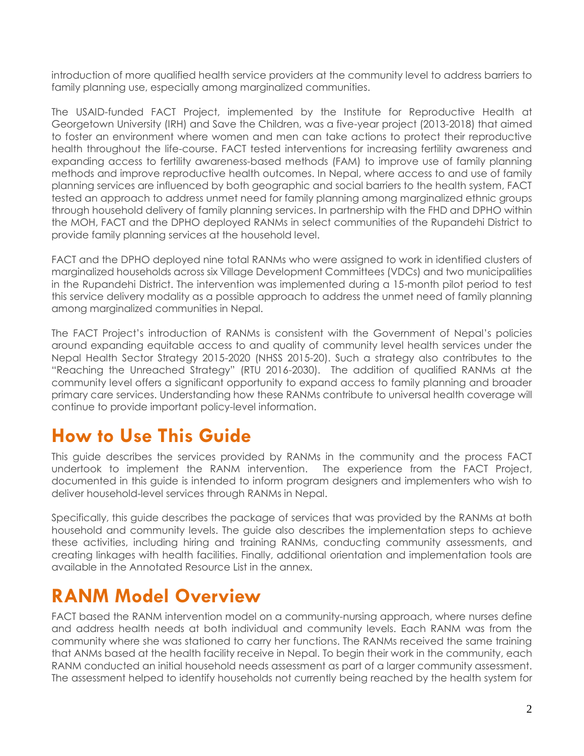introduction of more qualified health service providers at the community level to address barriers to family planning use, especially among marginalized communities.

The USAID-funded FACT Project, implemented by the Institute for Reproductive Health at Georgetown University (IRH) and Save the Children, was a five-year project (2013-2018) that aimed to foster an environment where women and men can take actions to protect their reproductive health throughout the life-course. FACT tested interventions for increasing fertility awareness and expanding access to fertility awareness-based methods (FAM) to improve use of family planning methods and improve reproductive health outcomes. In Nepal, where access to and use of family planning services are influenced by both geographic and social barriers to the health system, FACT tested an approach to address unmet need for family planning among marginalized ethnic groups through household delivery of family planning services. In partnership with the FHD and DPHO within the MOH, FACT and the DPHO deployed RANMs in select communities of the Rupandehi District to provide family planning services at the household level.

FACT and the DPHO deployed nine total RANMs who were assigned to work in identified clusters of marginalized households across six Village Development Committees (VDCs) and two municipalities in the Rupandehi District. The intervention was implemented during a 15-month pilot period to test this service delivery modality as a possible approach to address the unmet need of family planning among marginalized communities in Nepal.

The FACT Project's introduction of RANMs is consistent with the Government of Nepal's policies around expanding equitable access to and quality of community level health services under the Nepal Health Sector Strategy 2015-2020 (NHSS 2015-20). Such a strategy also contributes to the "Reaching the Unreached Strategy" (RTU 2016-2030). The addition of qualified RANMs at the community level offers a significant opportunity to expand access to family planning and broader primary care services. Understanding how these RANMs contribute to universal health coverage will continue to provide important policy-level information.

# How to Use This Guide

This guide describes the services provided by RANMs in the community and the process FACT undertook to implement the RANM intervention. The experience from the FACT Project, documented in this guide is intended to inform program designers and implementers who wish to deliver household-level services through RANMs in Nepal.

Specifically, this guide describes the package of services that was provided by the RANMs at both household and community levels. The guide also describes the implementation steps to achieve these activities, including hiring and training RANMs, conducting community assessments, and creating linkages with health facilities. Finally, additional orientation and implementation tools are available in the Annotated Resource List in the annex.

# RANM Model Overview

FACT based the RANM intervention model on a community-nursing approach, where nurses define and address health needs at both individual and community levels. Each RANM was from the community where she was stationed to carry her functions. The RANMs received the same training that ANMs based at the health facility receive in Nepal. To begin their work in the community, each RANM conducted an initial household needs assessment as part of a larger community assessment. The assessment helped to identify households not currently being reached by the health system for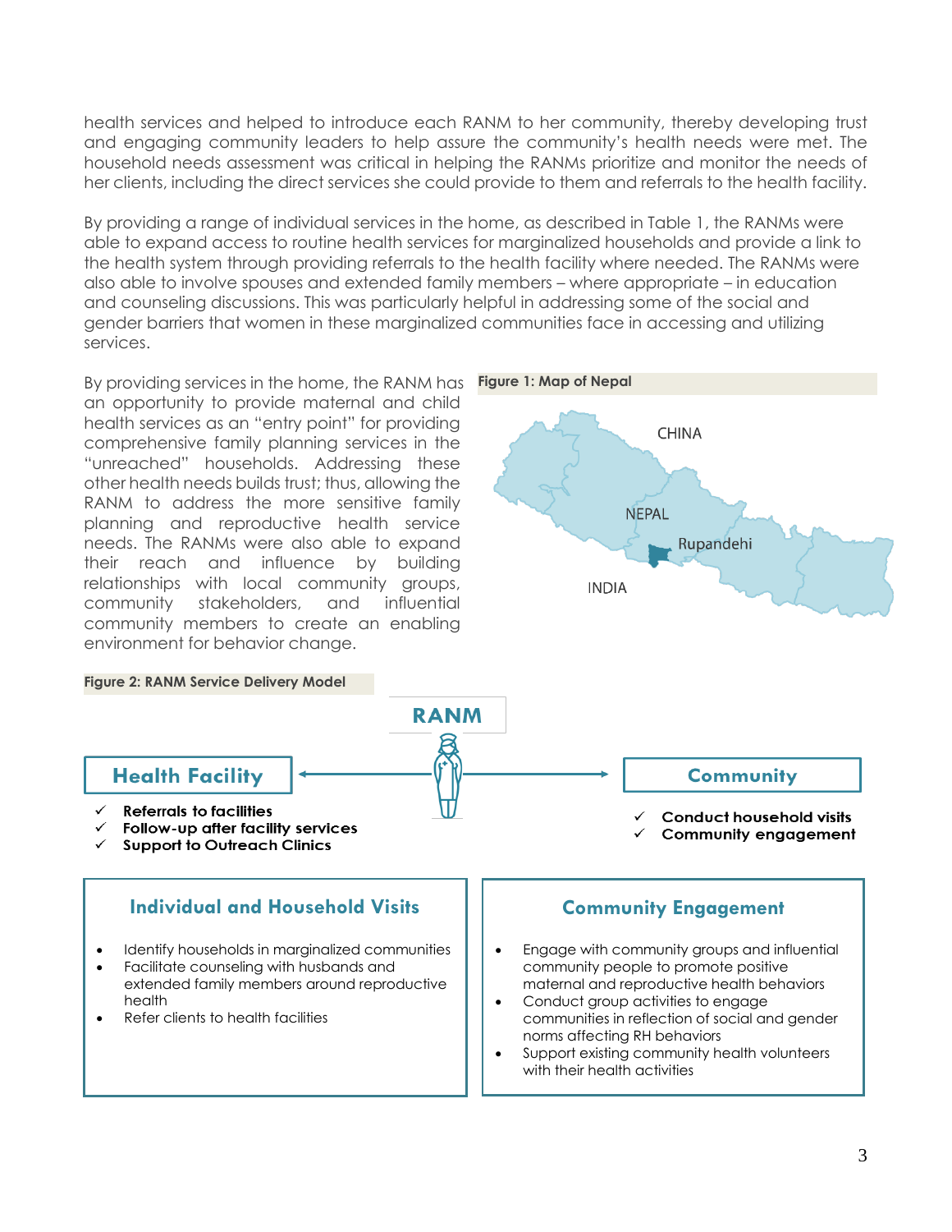health services and helped to introduce each RANM to her community, thereby developing trust and engaging community leaders to help assure the community's health needs were met. The household needs assessment was critical in helping the RANMs prioritize and monitor the needs of her clients, including the direct services she could provide to them and referrals to the health facility.

By providing a range of individual services in the home, as described in Table 1, the RANMs were able to expand access to routine health services for marginalized households and provide a link to the health system through providing referrals to the health facility where needed. The RANMs were also able to involve spouses and extended family members – where appropriate – in education and counseling discussions. This was particularly helpful in addressing some of the social and gender barriers that women in these marginalized communities face in accessing and utilizing services.

By providing services in the home, the RANM has an opportunity to provide maternal and child health services as an "entry point" for providing comprehensive family planning services in the "unreached" households. Addressing these other health needs builds trust; thus, allowing the RANM to address the more sensitive family planning and reproductive health service needs. The RANMs were also able to expand their reach and influence by building relationships with local community groups, community stakeholders, and influential community members to create an enabling environment for behavior change.

**Figure 1: Map of Nepal**

CHINA

NEPAL

Rupandehi

INDIA

**Figure 2: RANM Service Delivery Model**

**RANM**

**Health Facility**

- ✓ Referrals to facilities
- ✓ Follow-up after facility services
- ✓ Support to Outreach Clinics

**Community**

- ✓ Conduct household visits
- ✓ Community engagement

**Individual and Household Visits**

- Identify households in marginalized communities
- Facilitate counseling with husbands and extended family members around reproductive health
- Refer clients to health facilities

**Community Engagement**

- Engage with community groups and influential community people to promote positive maternal and reproductive health behaviors
- Conduct group activities to engage communities in reflection of social and gender norms affecting RH behaviors
- Support existing community health volunteers with their health activities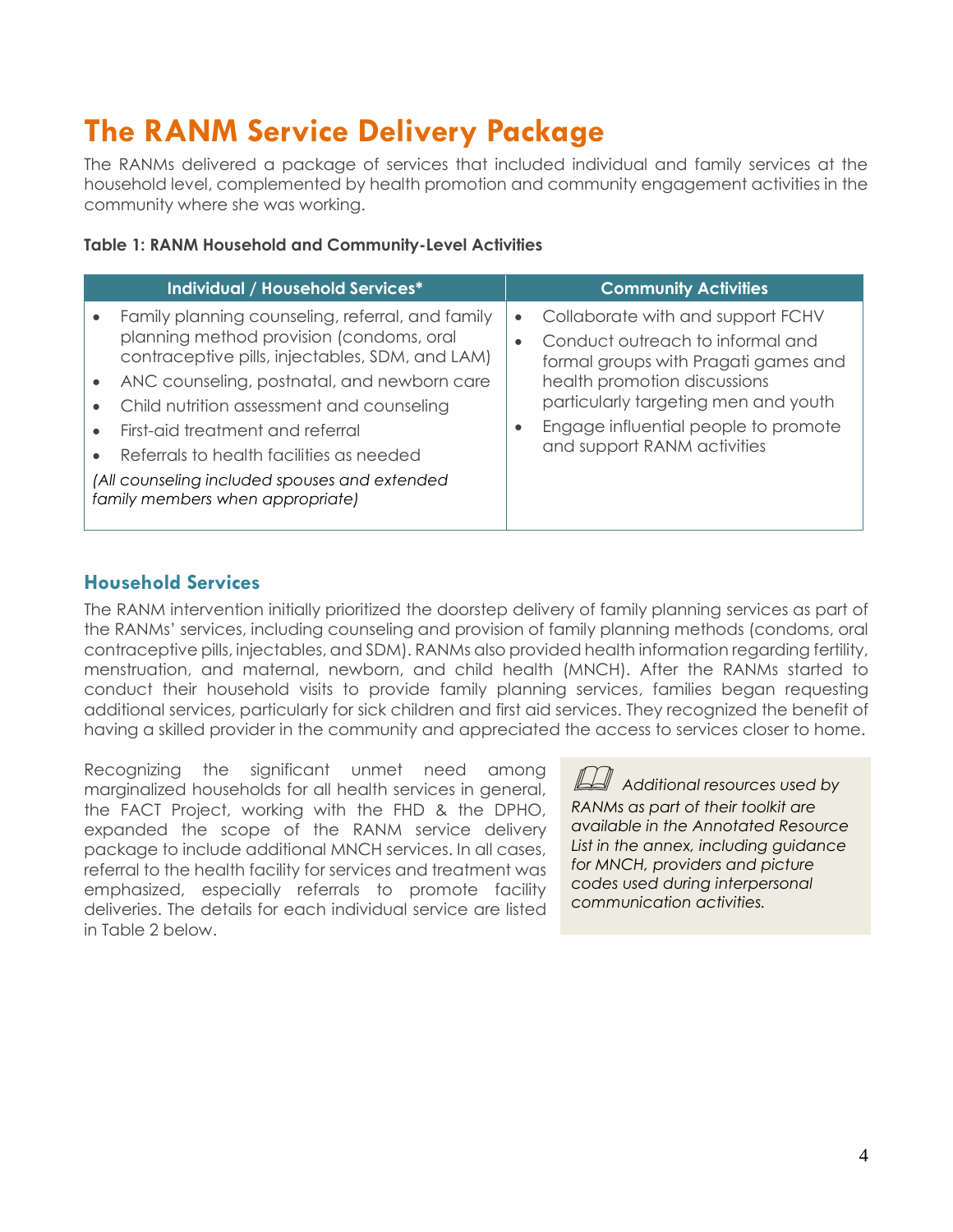# The RANM Service Delivery Package

The RANMs delivered a package of services that included individual and family services at the household level, complemented by health promotion and community engagement activities in the community where she was working.

**Table 1: RANM Household and Community-Level Activities**

| Individual / Household Services* | Community Activities |
|---|---|
| • Family planning counseling, referral, and family planning method provision (condoms, oral contraceptive pills, injectables, SDM, and LAM)<br>• ANC counseling, postnatal, and newborn care<br>• Child nutrition assessment and counseling<br>• First-aid treatment and referral<br>• Referrals to health facilities as needed<br>*(All counseling included spouses and extended family members when appropriate)* | • Collaborate with and support FCHV<br>• Conduct outreach to informal and formal groups with Pragati games and health promotion discussions particularly targeting men and youth<br>• Engage influential people to promote and support RANM activities |

## Household Services

The RANM intervention initially prioritized the doorstep delivery of family planning services as part of the RANMs' services, including counseling and provision of family planning methods (condoms, oral contraceptive pills, injectables, and SDM). RANMs also provided health information regarding fertility, menstruation, and maternal, newborn, and child health (MNCH). After the RANMs started to conduct their household visits to provide family planning services, families began requesting additional services, particularly for sick children and first aid services. They recognized the benefit of having a skilled provider in the community and appreciated the access to services closer to home.

Recognizing the significant unmet need among marginalized households for all health services in general, the FACT Project, working with the FHD & the DPHO, expanded the scope of the RANM service delivery package to include additional MNCH services. In all cases, referral to the health facility for services and treatment was emphasized, especially referrals to promote facility deliveries. The details for each individual service are listed in Table 2 below.

*Additional resources used by RANMs as part of their toolkit are available in the Annotated Resource List in the annex, including guidance for MNCH, providers and picture codes used during interpersonal communication activities.*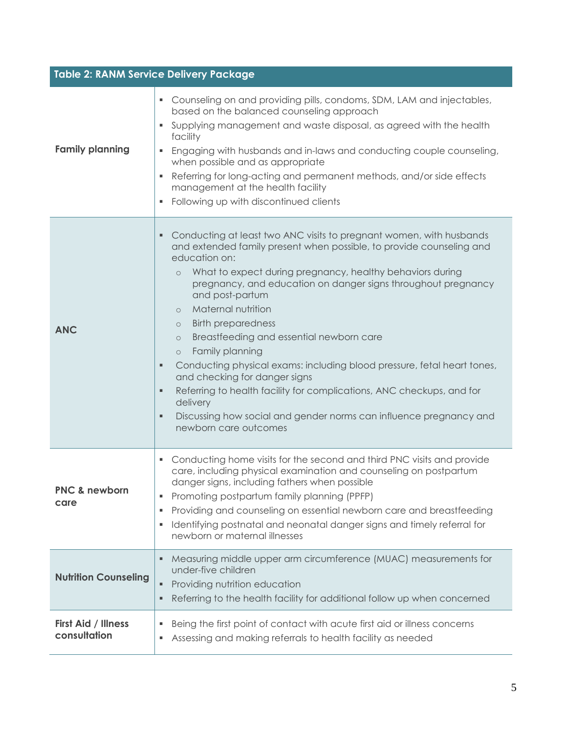**Table 2: RANM Service Delivery Package**

| | |
|---|---|
| **Family planning** | ▪ Counseling on and providing pills, condoms, SDM, LAM and injectables, based on the balanced counseling approach<br>▪ Supplying management and waste disposal, as agreed with the health facility<br>▪ Engaging with husbands and in-laws and conducting couple counseling, when possible and as appropriate<br>▪ Referring for long-acting and permanent methods, and/or side effects management at the health facility<br>▪ Following up with discontinued clients |
| **ANC** | ▪ Conducting at least two ANC visits to pregnant women, with husbands and extended family present when possible, to provide counseling and education on:<br>○ What to expect during pregnancy, healthy behaviors during pregnancy, and education on danger signs throughout pregnancy and post-partum<br>○ Maternal nutrition<br>○ Birth preparedness<br>○ Breastfeeding and essential newborn care<br>○ Family planning<br>▪ Conducting physical exams: including blood pressure, fetal heart tones, and checking for danger signs<br>▪ Referring to health facility for complications, ANC checkups, and for delivery<br>▪ Discussing how social and gender norms can influence pregnancy and newborn care outcomes |
| **PNC & newborn care** | ▪ Conducting home visits for the second and third PNC visits and provide care, including physical examination and counseling on postpartum danger signs, including fathers when possible<br>▪ Promoting postpartum family planning (PPFP)<br>▪ Providing and counseling on essential newborn care and breastfeeding<br>▪ Identifying postnatal and neonatal danger signs and timely referral for newborn or maternal illnesses |
| **Nutrition Counseling** | ▪ Measuring middle upper arm circumference (MUAC) measurements for under-five children<br>▪ Providing nutrition education<br>▪ Referring to the health facility for additional follow up when concerned |
| **First Aid / Illness consultation** | ▪ Being the first point of contact with acute first aid or illness concerns<br>▪ Assessing and making referrals to health facility as needed |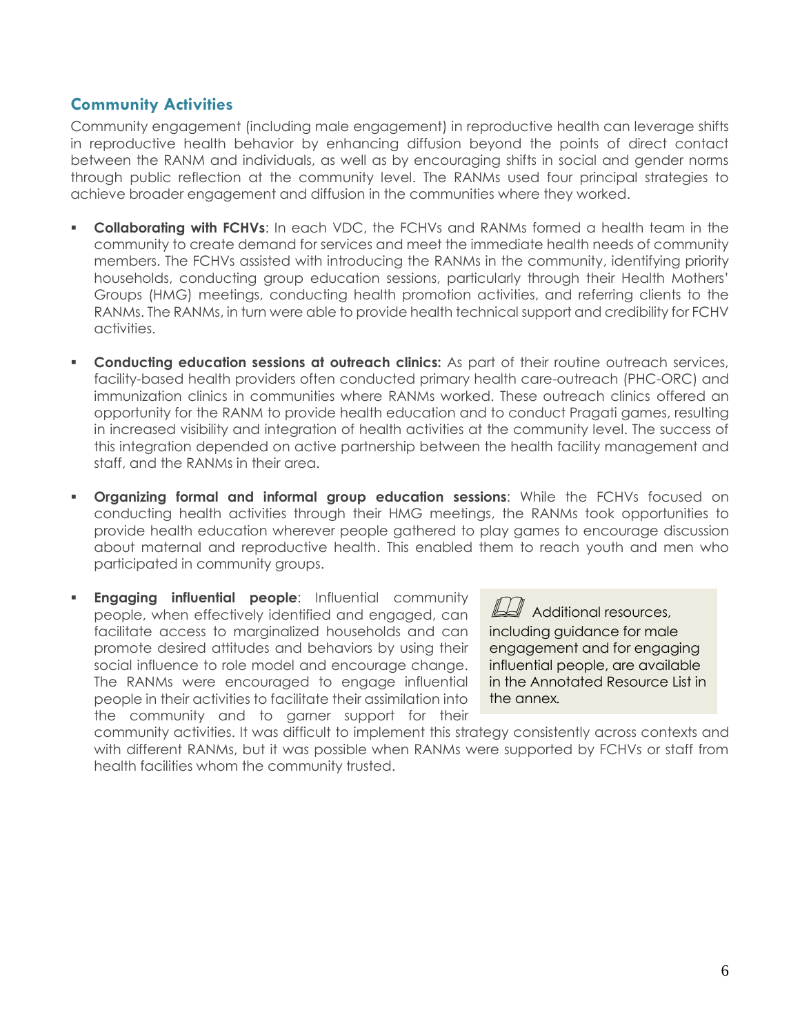## Community Activities

Community engagement (including male engagement) in reproductive health can leverage shifts in reproductive health behavior by enhancing diffusion beyond the points of direct contact between the RANM and individuals, as well as by encouraging shifts in social and gender norms through public reflection at the community level. The RANMs used four principal strategies to achieve broader engagement and diffusion in the communities where they worked.

- **Collaborating with FCHVs**: In each VDC, the FCHVs and RANMs formed a health team in the community to create demand for services and meet the immediate health needs of community members. The FCHVs assisted with introducing the RANMs in the community, identifying priority households, conducting group education sessions, particularly through their Health Mothers' Groups (HMG) meetings, conducting health promotion activities, and referring clients to the RANMs. The RANMs, in turn were able to provide health technical support and credibility for FCHV activities.
- **Conducting education sessions at outreach clinics:** As part of their routine outreach services, facility-based health providers often conducted primary health care-outreach (PHC-ORC) and immunization clinics in communities where RANMs worked. These outreach clinics offered an opportunity for the RANM to provide health education and to conduct Pragati games, resulting in increased visibility and integration of health activities at the community level. The success of this integration depended on active partnership between the health facility management and staff, and the RANMs in their area.
- **Organizing formal and informal group education sessions**: While the FCHVs focused on conducting health activities through their HMG meetings, the RANMs took opportunities to provide health education wherever people gathered to play games to encourage discussion about maternal and reproductive health. This enabled them to reach youth and men who participated in community groups.
- **Engaging influential people**: Influential community people, when effectively identified and engaged, can facilitate access to marginalized households and can promote desired attitudes and behaviors by using their social influence to role model and encourage change. The RANMs were encouraged to engage influential people in their activities to facilitate their assimilation into the community and to garner support for their community activities. It was difficult to implement this strategy consistently across contexts and with different RANMs, but it was possible when RANMs were supported by FCHVs or staff from health facilities whom the community trusted.

> Additional resources, including guidance for male engagement and for engaging influential people, are available in the Annotated Resource List in the annex.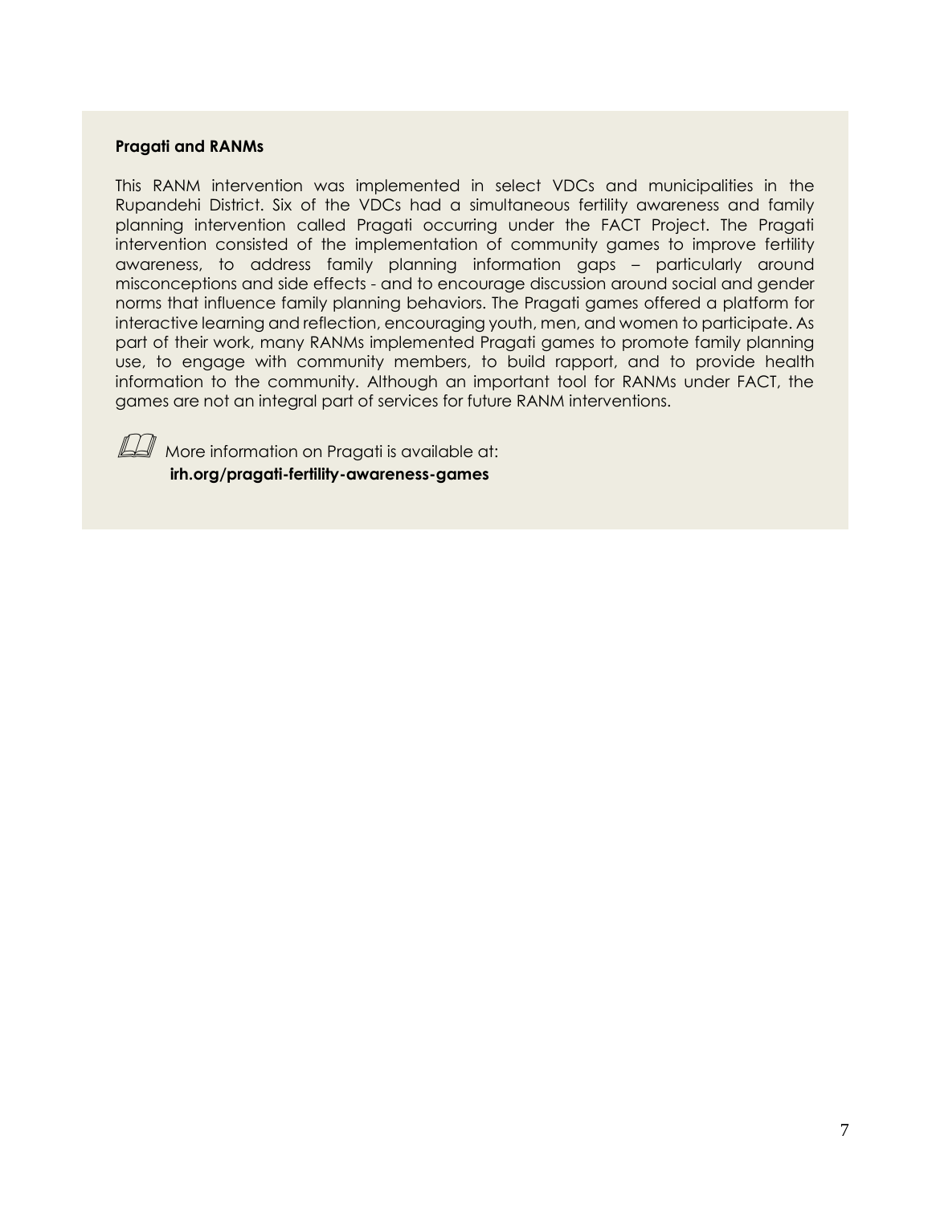**Pragati and RANMs**

This RANM intervention was implemented in select VDCs and municipalities in the Rupandehi District. Six of the VDCs had a simultaneous fertility awareness and family planning intervention called Pragati occurring under the FACT Project. The Pragati intervention consisted of the implementation of community games to improve fertility awareness, to address family planning information gaps – particularly around misconceptions and side effects - and to encourage discussion around social and gender norms that influence family planning behaviors. The Pragati games offered a platform for interactive learning and reflection, encouraging youth, men, and women to participate. As part of their work, many RANMs implemented Pragati games to promote family planning use, to engage with community members, to build rapport, and to provide health information to the community. Although an important tool for RANMs under FACT, the games are not an integral part of services for future RANM interventions.

More information on Pragati is available at:
**irh.org/pragati-fertility-awareness-games**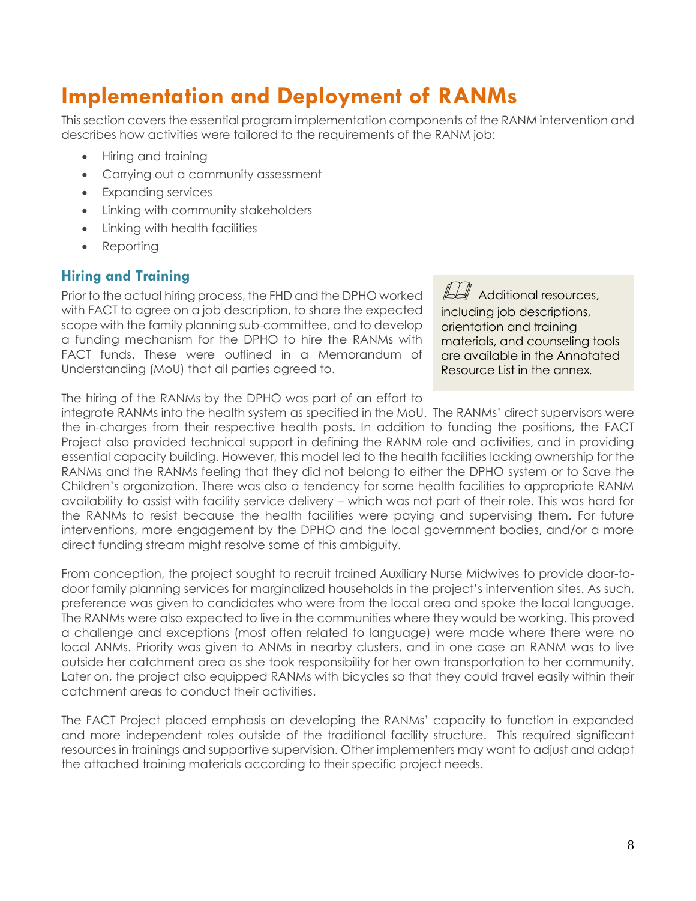# Implementation and Deployment of RANMs

This section covers the essential program implementation components of the RANM intervention and describes how activities were tailored to the requirements of the RANM job:

- Hiring and training
- Carrying out a community assessment
- Expanding services
- Linking with community stakeholders
- Linking with health facilities
- Reporting

## Hiring and Training

Prior to the actual hiring process, the FHD and the DPHO worked with FACT to agree on a job description, to share the expected scope with the family planning sub-committee, and to develop a funding mechanism for the DPHO to hire the RANMs with FACT funds. These were outlined in a Memorandum of Understanding (MoU) that all parties agreed to.

> Additional resources, including job descriptions, orientation and training materials, and counseling tools are available in the Annotated Resource List in the annex.

The hiring of the RANMs by the DPHO was part of an effort to integrate RANMs into the health system as specified in the MoU. The RANMs' direct supervisors were the in-charges from their respective health posts. In addition to funding the positions, the FACT Project also provided technical support in defining the RANM role and activities, and in providing essential capacity building. However, this model led to the health facilities lacking ownership for the RANMs and the RANMs feeling that they did not belong to either the DPHO system or to Save the Children's organization. There was also a tendency for some health facilities to appropriate RANM availability to assist with facility service delivery – which was not part of their role. This was hard for the RANMs to resist because the health facilities were paying and supervising them. For future interventions, more engagement by the DPHO and the local government bodies, and/or a more direct funding stream might resolve some of this ambiguity.

From conception, the project sought to recruit trained Auxiliary Nurse Midwives to provide door-to-door family planning services for marginalized households in the project's intervention sites. As such, preference was given to candidates who were from the local area and spoke the local language. The RANMs were also expected to live in the communities where they would be working. This proved a challenge and exceptions (most often related to language) were made where there were no local ANMs. Priority was given to ANMs in nearby clusters, and in one case an RANM was to live outside her catchment area as she took responsibility for her own transportation to her community. Later on, the project also equipped RANMs with bicycles so that they could travel easily within their catchment areas to conduct their activities.

The FACT Project placed emphasis on developing the RANMs' capacity to function in expanded and more independent roles outside of the traditional facility structure. This required significant resources in trainings and supportive supervision. Other implementers may want to adjust and adapt the attached training materials according to their specific project needs.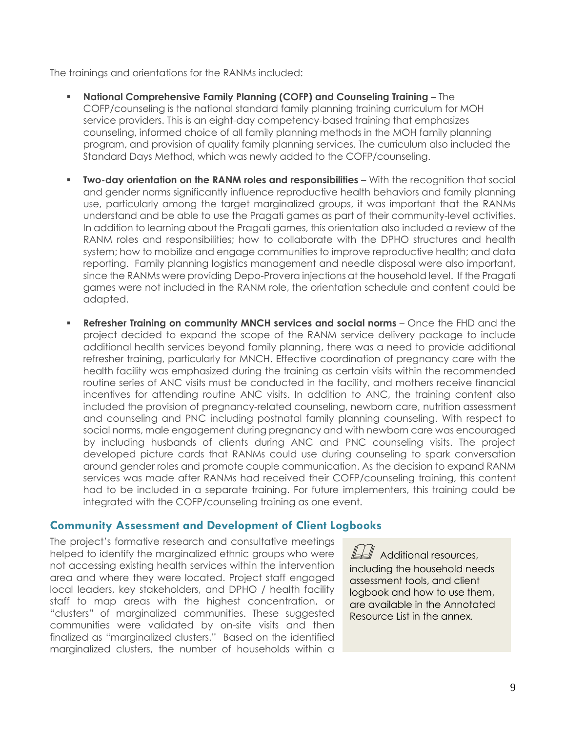The trainings and orientations for the RANMs included:

- **National Comprehensive Family Planning (COFP) and Counseling Training** – The COFP/counseling is the national standard family planning training curriculum for MOH service providers. This is an eight-day competency-based training that emphasizes counseling, informed choice of all family planning methods in the MOH family planning program, and provision of quality family planning services. The curriculum also included the Standard Days Method, which was newly added to the COFP/counseling.

- **Two-day orientation on the RANM roles and responsibilities** – With the recognition that social and gender norms significantly influence reproductive health behaviors and family planning use, particularly among the target marginalized groups, it was important that the RANMs understand and be able to use the Pragati games as part of their community-level activities. In addition to learning about the Pragati games, this orientation also included a review of the RANM roles and responsibilities; how to collaborate with the DPHO structures and health system; how to mobilize and engage communities to improve reproductive health; and data reporting. Family planning logistics management and needle disposal were also important, since the RANMs were providing Depo-Provera injections at the household level. If the Pragati games were not included in the RANM role, the orientation schedule and content could be adapted.

- **Refresher Training on community MNCH services and social norms** – Once the FHD and the project decided to expand the scope of the RANM service delivery package to include additional health services beyond family planning, there was a need to provide additional refresher training, particularly for MNCH. Effective coordination of pregnancy care with the health facility was emphasized during the training as certain visits within the recommended routine series of ANC visits must be conducted in the facility, and mothers receive financial incentives for attending routine ANC visits. In addition to ANC, the training content also included the provision of pregnancy-related counseling, newborn care, nutrition assessment and counseling and PNC including postnatal family planning counseling. With respect to social norms, male engagement during pregnancy and with newborn care was encouraged by including husbands of clients during ANC and PNC counseling visits. The project developed picture cards that RANMs could use during counseling to spark conversation around gender roles and promote couple communication. As the decision to expand RANM services was made after RANMs had received their COFP/counseling training, this content had to be included in a separate training. For future implementers, this training could be integrated with the COFP/counseling training as one event.

## Community Assessment and Development of Client Logbooks

The project's formative research and consultative meetings helped to identify the marginalized ethnic groups who were not accessing existing health services within the intervention area and where they were located. Project staff engaged local leaders, key stakeholders, and DPHO / health facility staff to map areas with the highest concentration, or "clusters" of marginalized communities. These suggested communities were validated by on-site visits and then finalized as "marginalized clusters." Based on the identified marginalized clusters, the number of households within a

> Additional resources, including the household needs assessment tools, and client logbook and how to use them, are available in the Annotated Resource List in the annex.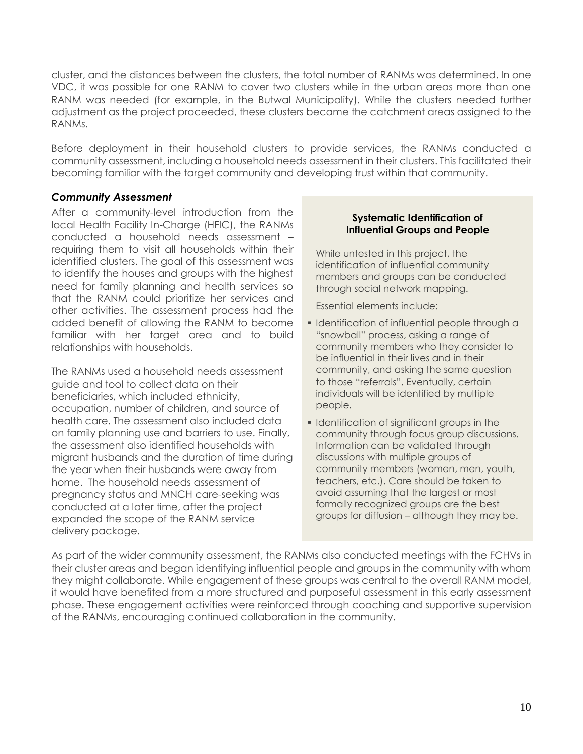cluster, and the distances between the clusters, the total number of RANMs was determined. In one VDC, it was possible for one RANM to cover two clusters while in the urban areas more than one RANM was needed (for example, in the Butwal Municipality). While the clusters needed further adjustment as the project proceeded, these clusters became the catchment areas assigned to the RANMs.

Before deployment in their household clusters to provide services, the RANMs conducted a community assessment, including a household needs assessment in their clusters. This facilitated their becoming familiar with the target community and developing trust within that community.

### *Community Assessment*

After a community-level introduction from the local Health Facility In-Charge (HFIC), the RANMs conducted a household needs assessment – requiring them to visit all households within their identified clusters. The goal of this assessment was to identify the houses and groups with the highest need for family planning and health services so that the RANM could prioritize her services and other activities. The assessment process had the added benefit of allowing the RANM to become familiar with her target area and to build relationships with households.

The RANMs used a household needs assessment guide and tool to collect data on their beneficiaries, which included ethnicity, occupation, number of children, and source of health care. The assessment also included data on family planning use and barriers to use. Finally, the assessment also identified households with migrant husbands and the duration of time during the year when their husbands were away from home. The household needs assessment of pregnancy status and MNCH care-seeking was conducted at a later time, after the project expanded the scope of the RANM service delivery package.

> **Systematic Identification of Influential Groups and People**
>
> While untested in this project, the identification of influential community members and groups can be conducted through social network mapping.
>
> Essential elements include:
>
> - Identification of influential people through a "snowball" process, asking a range of community members who they consider to be influential in their lives and in their community, and asking the same question to those "referrals". Eventually, certain individuals will be identified by multiple people.
> - Identification of significant groups in the community through focus group discussions. Information can be validated through discussions with multiple groups of community members (women, men, youth, teachers, etc.). Care should be taken to avoid assuming that the largest or most formally recognized groups are the best groups for diffusion – although they may be.

As part of the wider community assessment, the RANMs also conducted meetings with the FCHVs in their cluster areas and began identifying influential people and groups in the community with whom they might collaborate. While engagement of these groups was central to the overall RANM model, it would have benefited from a more structured and purposeful assessment in this early assessment phase. These engagement activities were reinforced through coaching and supportive supervision of the RANMs, encouraging continued collaboration in the community.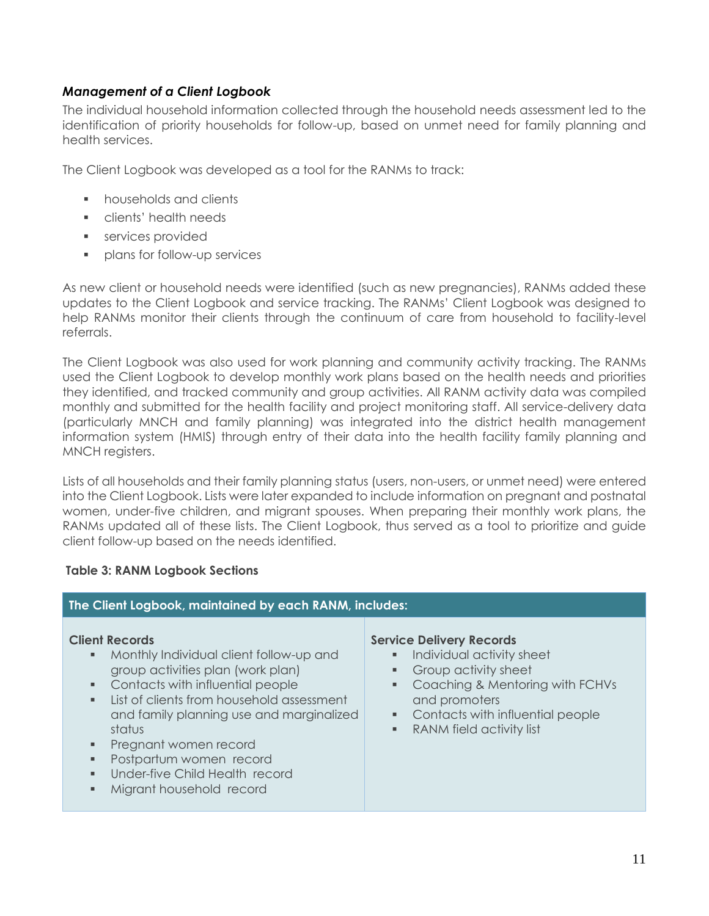### *Management of a Client Logbook*

The individual household information collected through the household needs assessment led to the identification of priority households for follow-up, based on unmet need for family planning and health services.

The Client Logbook was developed as a tool for the RANMs to track:

- households and clients
- clients' health needs
- services provided
- plans for follow-up services

As new client or household needs were identified (such as new pregnancies), RANMs added these updates to the Client Logbook and service tracking. The RANMs' Client Logbook was designed to help RANMs monitor their clients through the continuum of care from household to facility-level referrals.

The Client Logbook was also used for work planning and community activity tracking. The RANMs used the Client Logbook to develop monthly work plans based on the health needs and priorities they identified, and tracked community and group activities. All RANM activity data was compiled monthly and submitted for the health facility and project monitoring staff. All service-delivery data (particularly MNCH and family planning) was integrated into the district health management information system (HMIS) through entry of their data into the health facility family planning and MNCH registers.

Lists of all households and their family planning status (users, non-users, or unmet need) were entered into the Client Logbook. Lists were later expanded to include information on pregnant and postnatal women, under-five children, and migrant spouses. When preparing their monthly work plans, the RANMs updated all of these lists. The Client Logbook, thus served as a tool to prioritize and guide client follow-up based on the needs identified.

**Table 3: RANM Logbook Sections**

| The Client Logbook, maintained by each RANM, includes: | |
|---|---|
| **Client Records**<br>▪ Monthly Individual client follow-up and group activities plan (work plan)<br>▪ Contacts with influential people<br>▪ List of clients from household assessment and family planning use and marginalized status<br>▪ Pregnant women record<br>▪ Postpartum women record<br>▪ Under-five Child Health record<br>▪ Migrant household record | **Service Delivery Records**<br>▪ Individual activity sheet<br>▪ Group activity sheet<br>▪ Coaching & Mentoring with FCHVs and promoters<br>▪ Contacts with influential people<br>▪ RANM field activity list |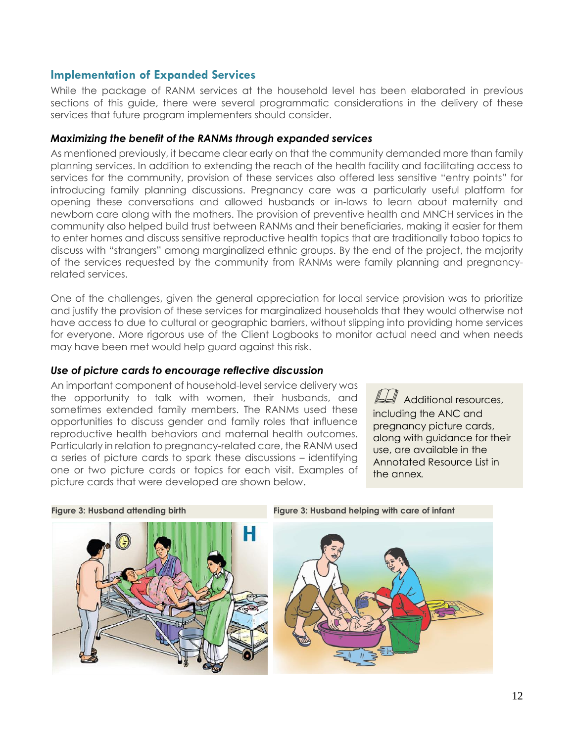## Implementation of Expanded Services

While the package of RANM services at the household level has been elaborated in previous sections of this guide, there were several programmatic considerations in the delivery of these services that future program implementers should consider.

### *Maximizing the benefit of the RANMs through expanded services*

As mentioned previously, it became clear early on that the community demanded more than family planning services. In addition to extending the reach of the health facility and facilitating access to services for the community, provision of these services also offered less sensitive "entry points" for introducing family planning discussions. Pregnancy care was a particularly useful platform for opening these conversations and allowed husbands or in-laws to learn about maternity and newborn care along with the mothers. The provision of preventive health and MNCH services in the community also helped build trust between RANMs and their beneficiaries, making it easier for them to enter homes and discuss sensitive reproductive health topics that are traditionally taboo topics to discuss with "strangers" among marginalized ethnic groups. By the end of the project, the majority of the services requested by the community from RANMs were family planning and pregnancy-related services.

One of the challenges, given the general appreciation for local service provision was to prioritize and justify the provision of these services for marginalized households that they would otherwise not have access to due to cultural or geographic barriers, without slipping into providing home services for everyone. More rigorous use of the Client Logbooks to monitor actual need and when needs may have been met would help guard against this risk.

### *Use of picture cards to encourage reflective discussion*

An important component of household-level service delivery was the opportunity to talk with women, their husbands, and sometimes extended family members. The RANMs used these opportunities to discuss gender and family roles that influence reproductive health behaviors and maternal health outcomes. Particularly in relation to pregnancy-related care, the RANM used a series of picture cards to spark these discussions – identifying one or two picture cards or topics for each visit. Examples of picture cards that were developed are shown below.

> Additional resources, including the ANC and pregnancy picture cards, along with guidance for their use, are available in the Annotated Resource List in the annex.

**Figure 3: Husband attending birth**

**Figure 3: Husband helping with care of infant**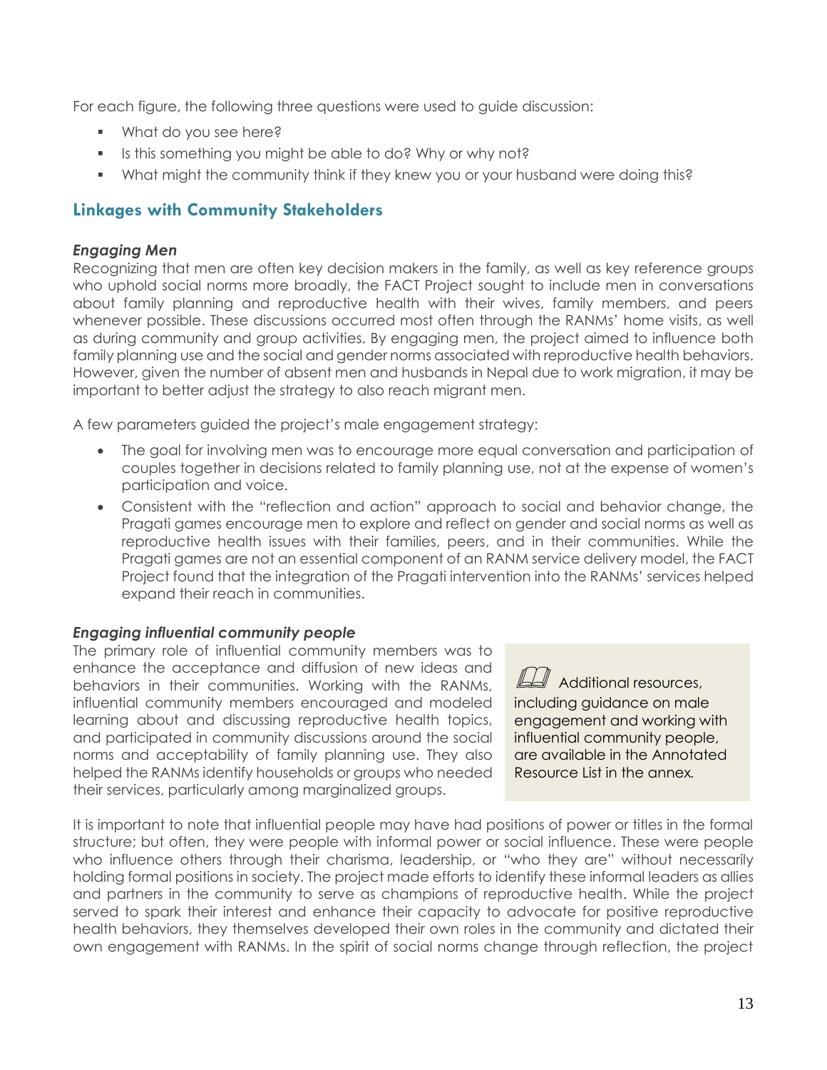For each figure, the following three questions were used to guide discussion:

- What do you see here?
- Is this something you might be able to do? Why or why not?
- What might the community think if they knew you or your husband were doing this?

## Linkages with Community Stakeholders

### *Engaging Men*

Recognizing that men are often key decision makers in the family, as well as key reference groups who uphold social norms more broadly, the FACT Project sought to include men in conversations about family planning and reproductive health with their wives, family members, and peers whenever possible. These discussions occurred most often through the RANMs' home visits, as well as during community and group activities. By engaging men, the project aimed to influence both family planning use and the social and gender norms associated with reproductive health behaviors. However, given the number of absent men and husbands in Nepal due to work migration, it may be important to better adjust the strategy to also reach migrant men.

A few parameters guided the project's male engagement strategy:

- The goal for involving men was to encourage more equal conversation and participation of couples together in decisions related to family planning use, not at the expense of women's participation and voice.
- Consistent with the "reflection and action" approach to social and behavior change, the Pragati games encourage men to explore and reflect on gender and social norms as well as reproductive health issues with their families, peers, and in their communities. While the Pragati games are not an essential component of an RANM service delivery model, the FACT Project found that the integration of the Pragati intervention into the RANMs' services helped expand their reach in communities.

### *Engaging influential community people*

The primary role of influential community members was to enhance the acceptance and diffusion of new ideas and behaviors in their communities. Working with the RANMs, influential community members encouraged and modeled learning about and discussing reproductive health topics, and participated in community discussions around the social norms and acceptability of family planning use. They also helped the RANMs identify households or groups who needed their services, particularly among marginalized groups.

> Additional resources, including guidance on male engagement and working with influential community people, are available in the Annotated Resource List in the annex.

It is important to note that influential people may have had positions of power or titles in the formal structure; but often, they were people with informal power or social influence. These were people who influence others through their charisma, leadership, or "who they are" without necessarily holding formal positions in society. The project made efforts to identify these informal leaders as allies and partners in the community to serve as champions of reproductive health. While the project served to spark their interest and enhance their capacity to advocate for positive reproductive health behaviors, they themselves developed their own roles in the community and dictated their own engagement with RANMs. In the spirit of social norms change through reflection, the project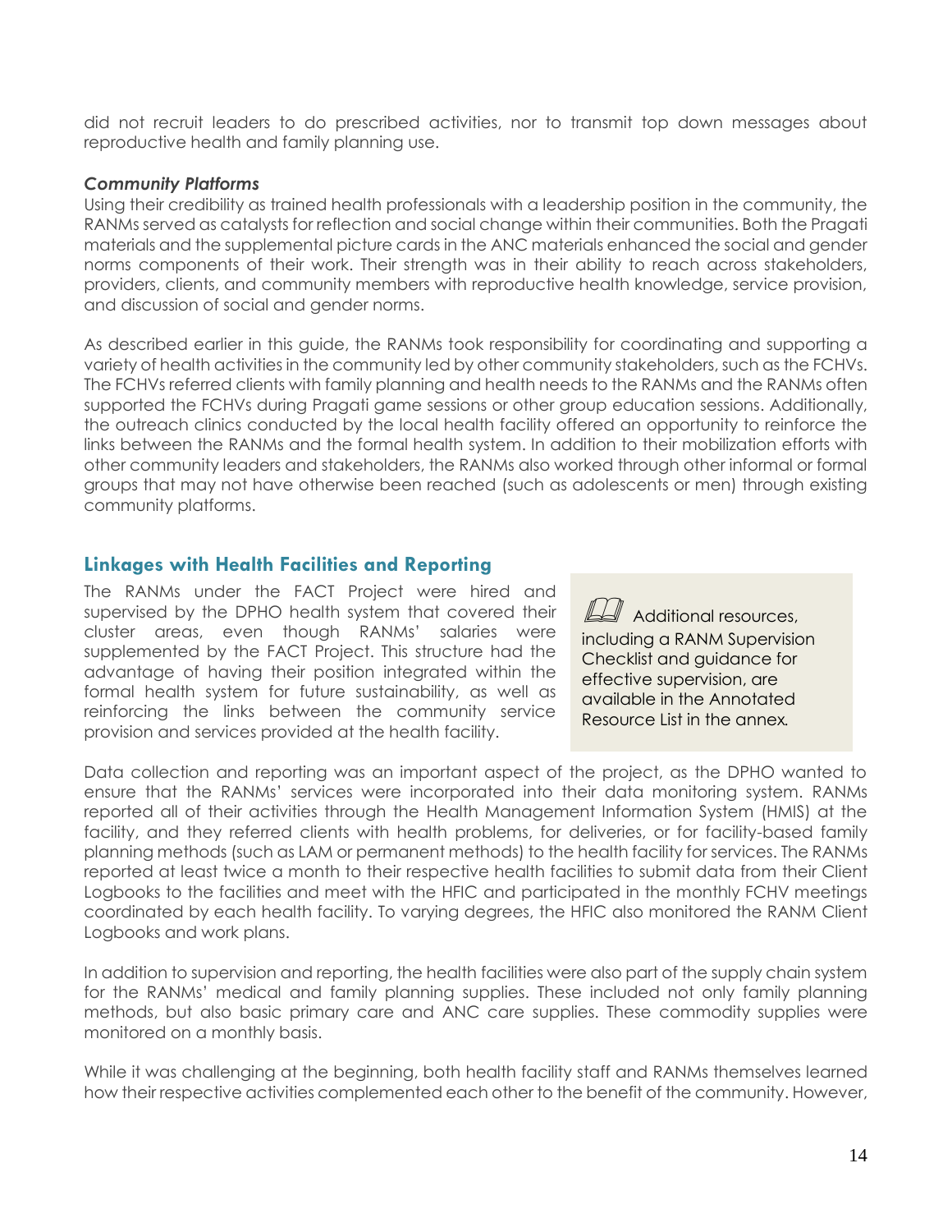did not recruit leaders to do prescribed activities, nor to transmit top down messages about reproductive health and family planning use.

### *Community Platforms*

Using their credibility as trained health professionals with a leadership position in the community, the RANMs served as catalysts for reflection and social change within their communities. Both the Pragati materials and the supplemental picture cards in the ANC materials enhanced the social and gender norms components of their work. Their strength was in their ability to reach across stakeholders, providers, clients, and community members with reproductive health knowledge, service provision, and discussion of social and gender norms.

As described earlier in this guide, the RANMs took responsibility for coordinating and supporting a variety of health activities in the community led by other community stakeholders, such as the FCHVs. The FCHVs referred clients with family planning and health needs to the RANMs and the RANMs often supported the FCHVs during Pragati game sessions or other group education sessions. Additionally, the outreach clinics conducted by the local health facility offered an opportunity to reinforce the links between the RANMs and the formal health system. In addition to their mobilization efforts with other community leaders and stakeholders, the RANMs also worked through other informal or formal groups that may not have otherwise been reached (such as adolescents or men) through existing community platforms.

## Linkages with Health Facilities and Reporting

The RANMs under the FACT Project were hired and supervised by the DPHO health system that covered their cluster areas, even though RANMs' salaries were supplemented by the FACT Project. This structure had the advantage of having their position integrated within the formal health system for future sustainability, as well as reinforcing the links between the community service provision and services provided at the health facility.

> Additional resources, including a RANM Supervision Checklist and guidance for effective supervision, are available in the Annotated Resource List in the annex.

Data collection and reporting was an important aspect of the project, as the DPHO wanted to ensure that the RANMs' services were incorporated into their data monitoring system. RANMs reported all of their activities through the Health Management Information System (HMIS) at the facility, and they referred clients with health problems, for deliveries, or for facility-based family planning methods (such as LAM or permanent methods) to the health facility for services. The RANMs reported at least twice a month to their respective health facilities to submit data from their Client Logbooks to the facilities and meet with the HFIC and participated in the monthly FCHV meetings coordinated by each health facility. To varying degrees, the HFIC also monitored the RANM Client Logbooks and work plans.

In addition to supervision and reporting, the health facilities were also part of the supply chain system for the RANMs' medical and family planning supplies. These included not only family planning methods, but also basic primary care and ANC care supplies. These commodity supplies were monitored on a monthly basis.

While it was challenging at the beginning, both health facility staff and RANMs themselves learned how their respective activities complemented each other to the benefit of the community. However,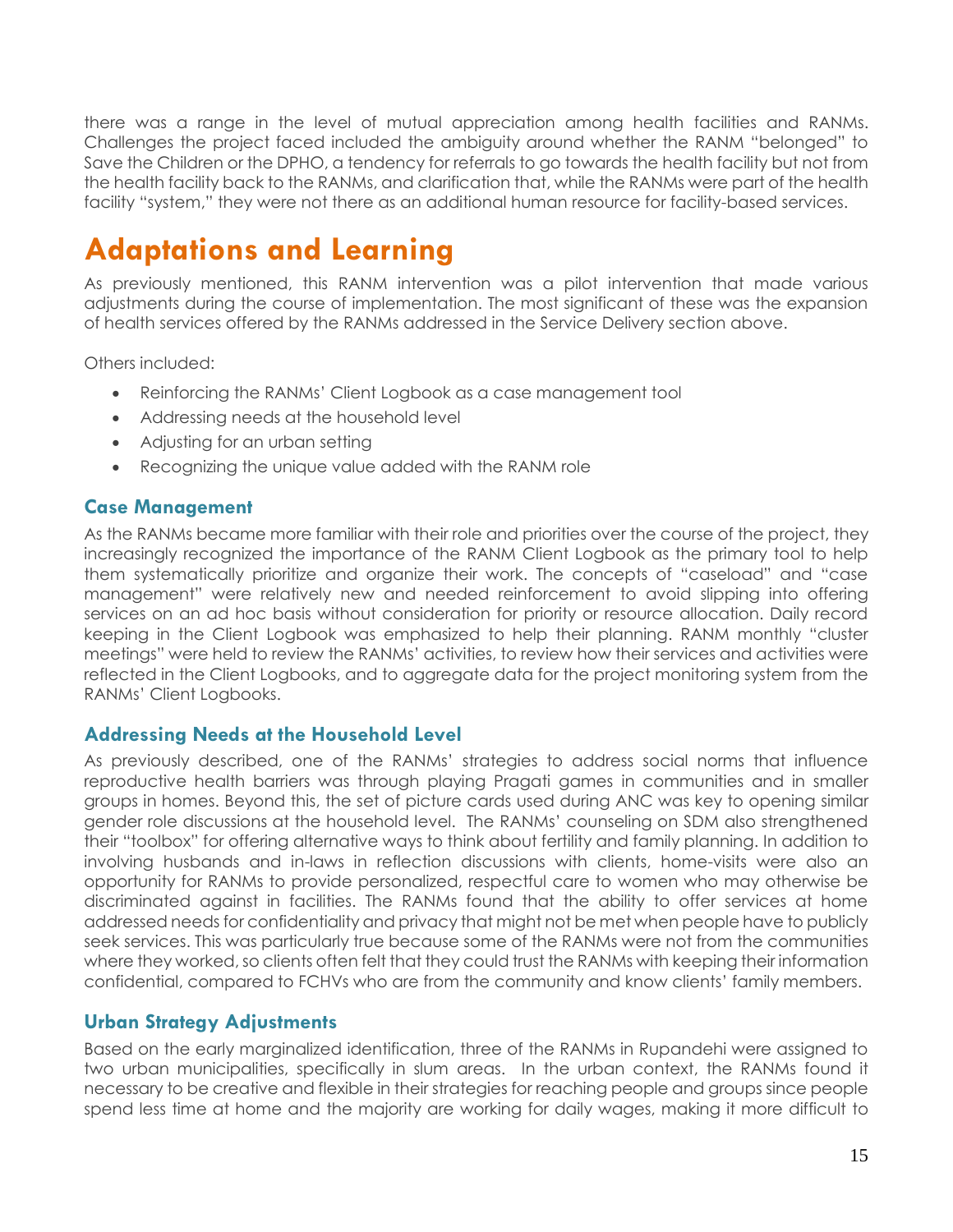there was a range in the level of mutual appreciation among health facilities and RANMs. Challenges the project faced included the ambiguity around whether the RANM "belonged" to Save the Children or the DPHO, a tendency for referrals to go towards the health facility but not from the health facility back to the RANMs, and clarification that, while the RANMs were part of the health facility "system," they were not there as an additional human resource for facility-based services.

# Adaptations and Learning

As previously mentioned, this RANM intervention was a pilot intervention that made various adjustments during the course of implementation. The most significant of these was the expansion of health services offered by the RANMs addressed in the Service Delivery section above.

Others included:

- Reinforcing the RANMs' Client Logbook as a case management tool
- Addressing needs at the household level
- Adjusting for an urban setting
- Recognizing the unique value added with the RANM role

## Case Management

As the RANMs became more familiar with their role and priorities over the course of the project, they increasingly recognized the importance of the RANM Client Logbook as the primary tool to help them systematically prioritize and organize their work. The concepts of "caseload" and "case management" were relatively new and needed reinforcement to avoid slipping into offering services on an ad hoc basis without consideration for priority or resource allocation. Daily record keeping in the Client Logbook was emphasized to help their planning. RANM monthly "cluster meetings" were held to review the RANMs' activities, to review how their services and activities were reflected in the Client Logbooks, and to aggregate data for the project monitoring system from the RANMs' Client Logbooks.

## Addressing Needs at the Household Level

As previously described, one of the RANMs' strategies to address social norms that influence reproductive health barriers was through playing Pragati games in communities and in smaller groups in homes. Beyond this, the set of picture cards used during ANC was key to opening similar gender role discussions at the household level. The RANMs' counseling on SDM also strengthened their "toolbox" for offering alternative ways to think about fertility and family planning. In addition to involving husbands and in-laws in reflection discussions with clients, home-visits were also an opportunity for RANMs to provide personalized, respectful care to women who may otherwise be discriminated against in facilities. The RANMs found that the ability to offer services at home addressed needs for confidentiality and privacy that might not be met when people have to publicly seek services. This was particularly true because some of the RANMs were not from the communities where they worked, so clients often felt that they could trust the RANMs with keeping their information confidential, compared to FCHVs who are from the community and know clients' family members.

## Urban Strategy Adjustments

Based on the early marginalized identification, three of the RANMs in Rupandehi were assigned to two urban municipalities, specifically in slum areas. In the urban context, the RANMs found it necessary to be creative and flexible in their strategies for reaching people and groups since people spend less time at home and the majority are working for daily wages, making it more difficult to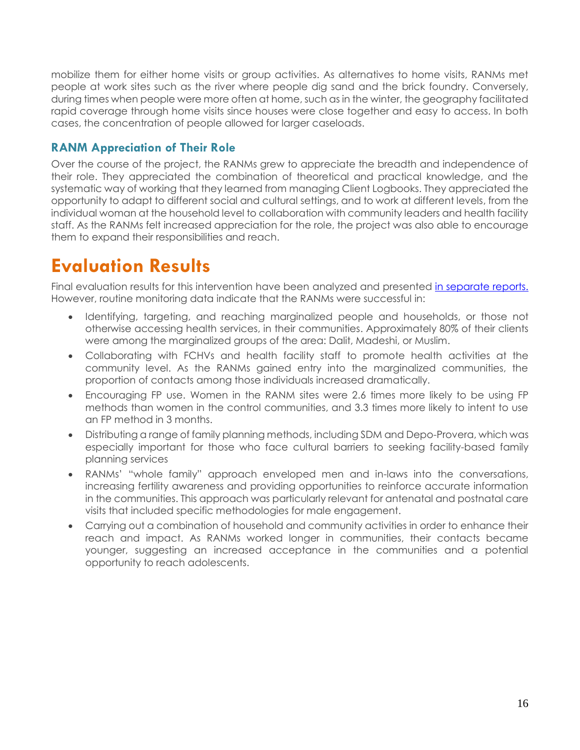mobilize them for either home visits or group activities. As alternatives to home visits, RANMs met people at work sites such as the river where people dig sand and the brick foundry. Conversely, during times when people were more often at home, such as in the winter, the geography facilitated rapid coverage through home visits since houses were close together and easy to access. In both cases, the concentration of people allowed for larger caseloads.

### RANM Appreciation of Their Role

Over the course of the project, the RANMs grew to appreciate the breadth and independence of their role. They appreciated the combination of theoretical and practical knowledge, and the systematic way of working that they learned from managing Client Logbooks. They appreciated the opportunity to adapt to different social and cultural settings, and to work at different levels, from the individual woman at the household level to collaboration with community leaders and health facility staff. As the RANMs felt increased appreciation for the role, the project was also able to encourage them to expand their responsibilities and reach.

# Evaluation Results

Final evaluation results for this intervention have been analyzed and presented [in separate reports.](#) However, routine monitoring data indicate that the RANMs were successful in:

- Identifying, targeting, and reaching marginalized people and households, or those not otherwise accessing health services, in their communities. Approximately 80% of their clients were among the marginalized groups of the area: Dalit, Madeshi, or Muslim.
- Collaborating with FCHVs and health facility staff to promote health activities at the community level. As the RANMs gained entry into the marginalized communities, the proportion of contacts among those individuals increased dramatically.
- Encouraging FP use. Women in the RANM sites were 2.6 times more likely to be using FP methods than women in the control communities, and 3.3 times more likely to intent to use an FP method in 3 months.
- Distributing a range of family planning methods, including SDM and Depo-Provera, which was especially important for those who face cultural barriers to seeking facility-based family planning services
- RANMs' "whole family" approach enveloped men and in-laws into the conversations, increasing fertility awareness and providing opportunities to reinforce accurate information in the communities. This approach was particularly relevant for antenatal and postnatal care visits that included specific methodologies for male engagement.
- Carrying out a combination of household and community activities in order to enhance their reach and impact. As RANMs worked longer in communities, their contacts became younger, suggesting an increased acceptance in the communities and a potential opportunity to reach adolescents.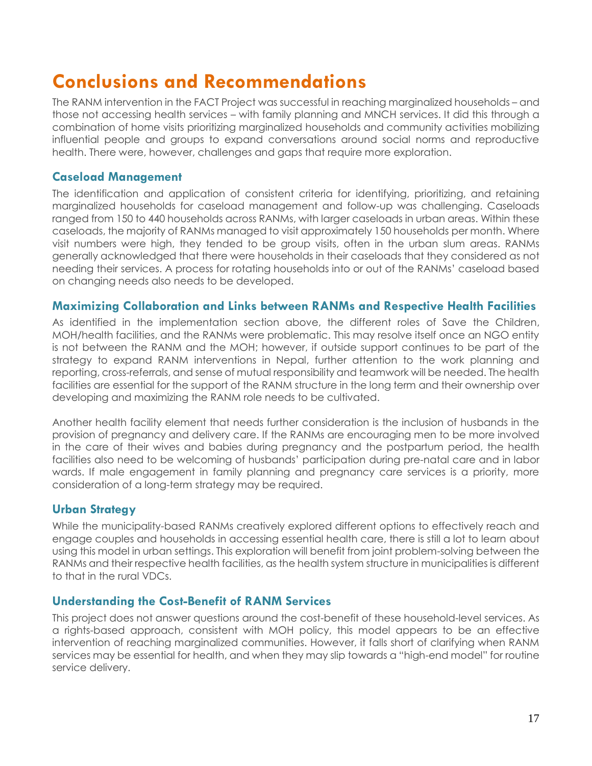# Conclusions and Recommendations

The RANM intervention in the FACT Project was successful in reaching marginalized households – and those not accessing health services – with family planning and MNCH services. It did this through a combination of home visits prioritizing marginalized households and community activities mobilizing influential people and groups to expand conversations around social norms and reproductive health. There were, however, challenges and gaps that require more exploration.

## Caseload Management

The identification and application of consistent criteria for identifying, prioritizing, and retaining marginalized households for caseload management and follow-up was challenging. Caseloads ranged from 150 to 440 households across RANMs, with larger caseloads in urban areas. Within these caseloads, the majority of RANMs managed to visit approximately 150 households per month. Where visit numbers were high, they tended to be group visits, often in the urban slum areas. RANMs generally acknowledged that there were households in their caseloads that they considered as not needing their services. A process for rotating households into or out of the RANMs' caseload based on changing needs also needs to be developed.

## Maximizing Collaboration and Links between RANMs and Respective Health Facilities

As identified in the implementation section above, the different roles of Save the Children, MOH/health facilities, and the RANMs were problematic. This may resolve itself once an NGO entity is not between the RANM and the MOH; however, if outside support continues to be part of the strategy to expand RANM interventions in Nepal, further attention to the work planning and reporting, cross-referrals, and sense of mutual responsibility and teamwork will be needed. The health facilities are essential for the support of the RANM structure in the long term and their ownership over developing and maximizing the RANM role needs to be cultivated.

Another health facility element that needs further consideration is the inclusion of husbands in the provision of pregnancy and delivery care. If the RANMs are encouraging men to be more involved in the care of their wives and babies during pregnancy and the postpartum period, the health facilities also need to be welcoming of husbands' participation during pre-natal care and in labor wards. If male engagement in family planning and pregnancy care services is a priority, more consideration of a long-term strategy may be required.

## Urban Strategy

While the municipality-based RANMs creatively explored different options to effectively reach and engage couples and households in accessing essential health care, there is still a lot to learn about using this model in urban settings. This exploration will benefit from joint problem-solving between the RANMs and their respective health facilities, as the health system structure in municipalities is different to that in the rural VDCs.

## Understanding the Cost-Benefit of RANM Services

This project does not answer questions around the cost-benefit of these household-level services. As a rights-based approach, consistent with MOH policy, this model appears to be an effective intervention of reaching marginalized communities. However, it falls short of clarifying when RANM services may be essential for health, and when they may slip towards a "high-end model" for routine service delivery.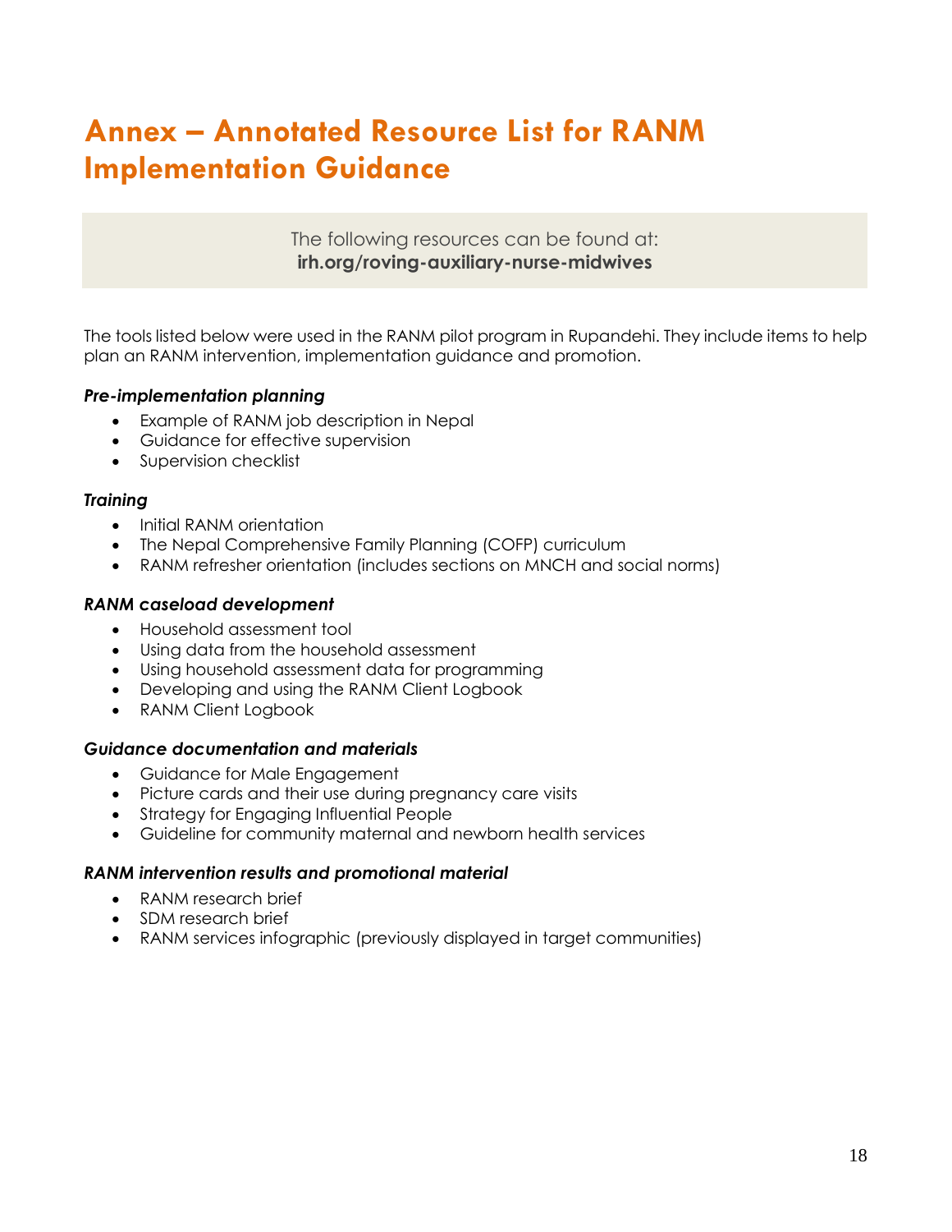# Annex – Annotated Resource List for RANM Implementation Guidance

The following resources can be found at:
**irh.org/roving-auxiliary-nurse-midwives**

The tools listed below were used in the RANM pilot program in Rupandehi. They include items to help plan an RANM intervention, implementation guidance and promotion.

***Pre-implementation planning***

- Example of RANM job description in Nepal
- Guidance for effective supervision
- Supervision checklist

***Training***

- Initial RANM orientation
- The Nepal Comprehensive Family Planning (COFP) curriculum
- RANM refresher orientation (includes sections on MNCH and social norms)

***RANM caseload development***

- Household assessment tool
- Using data from the household assessment
- Using household assessment data for programming
- Developing and using the RANM Client Logbook
- RANM Client Logbook

***Guidance documentation and materials***

- Guidance for Male Engagement
- Picture cards and their use during pregnancy care visits
- Strategy for Engaging Influential People
- Guideline for community maternal and newborn health services

***RANM intervention results and promotional material***

- RANM research brief
- SDM research brief
- RANM services infographic (previously displayed in target communities)